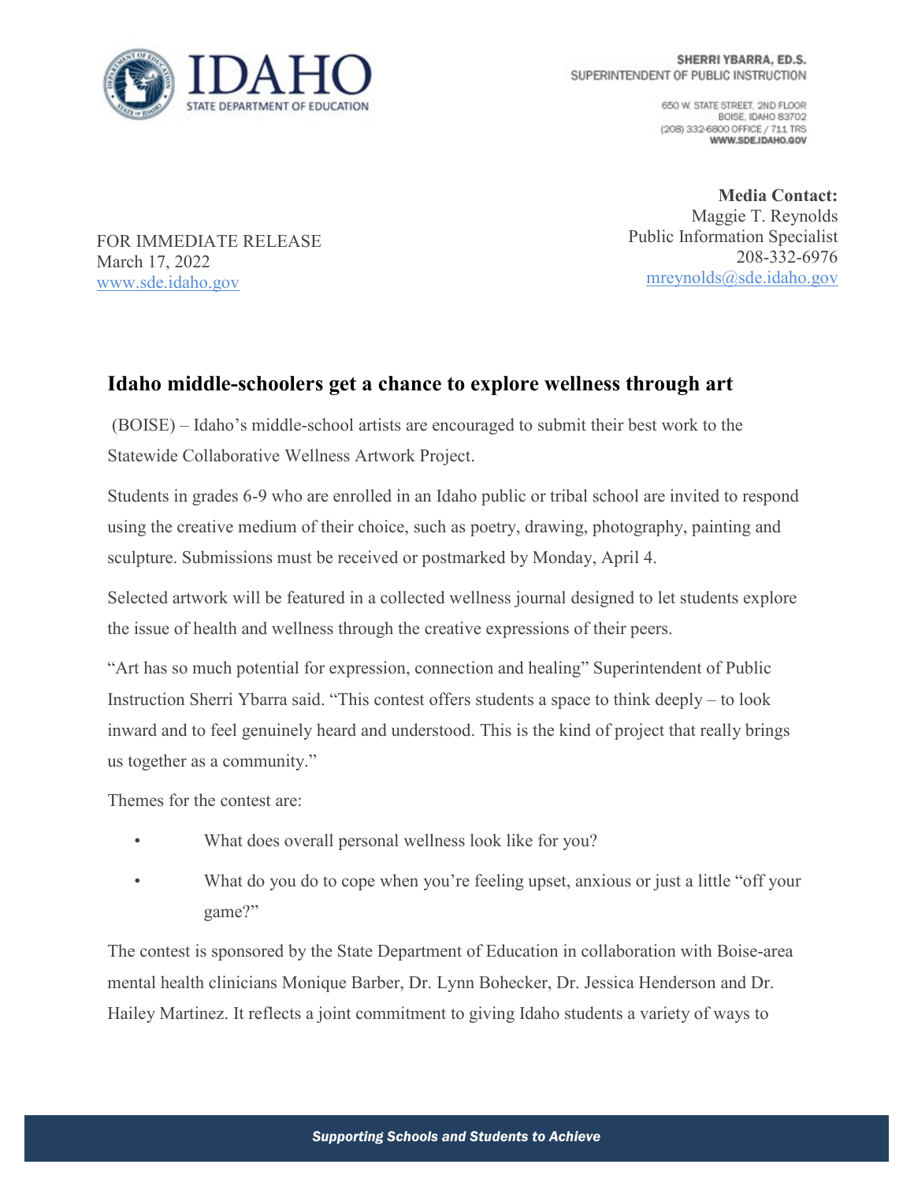IDAHO STATE DEPARTMENT OF EDUCATION

SHERRI YBARRA, ED.S.
SUPERINTENDENT OF PUBLIC INSTRUCTION

650 W. STATE STREET, 2ND FLOOR
BOISE, IDAHO 83702
(208) 332-6800 OFFICE / 711 TRS
WWW.SDE.IDAHO.GOV

**Media Contact:**
Maggie T. Reynolds
Public Information Specialist
208-332-6976
mreynolds@sde.idaho.gov

FOR IMMEDIATE RELEASE
March 17, 2022
www.sde.idaho.gov

## Idaho middle-schoolers get a chance to explore wellness through art

(BOISE) – Idaho's middle-school artists are encouraged to submit their best work to the Statewide Collaborative Wellness Artwork Project.

Students in grades 6-9 who are enrolled in an Idaho public or tribal school are invited to respond using the creative medium of their choice, such as poetry, drawing, photography, painting and sculpture. Submissions must be received or postmarked by Monday, April 4.

Selected artwork will be featured in a collected wellness journal designed to let students explore the issue of health and wellness through the creative expressions of their peers.

"Art has so much potential for expression, connection and healing" Superintendent of Public Instruction Sherri Ybarra said. "This contest offers students a space to think deeply – to look inward and to feel genuinely heard and understood. This is the kind of project that really brings us together as a community."

Themes for the contest are:

- What does overall personal wellness look like for you?
- What do you do to cope when you're feeling upset, anxious or just a little "off your game?"

The contest is sponsored by the State Department of Education in collaboration with Boise-area mental health clinicians Monique Barber, Dr. Lynn Bohecker, Dr. Jessica Henderson and Dr. Hailey Martinez. It reflects a joint commitment to giving Idaho students a variety of ways to

*Supporting Schools and Students to Achieve*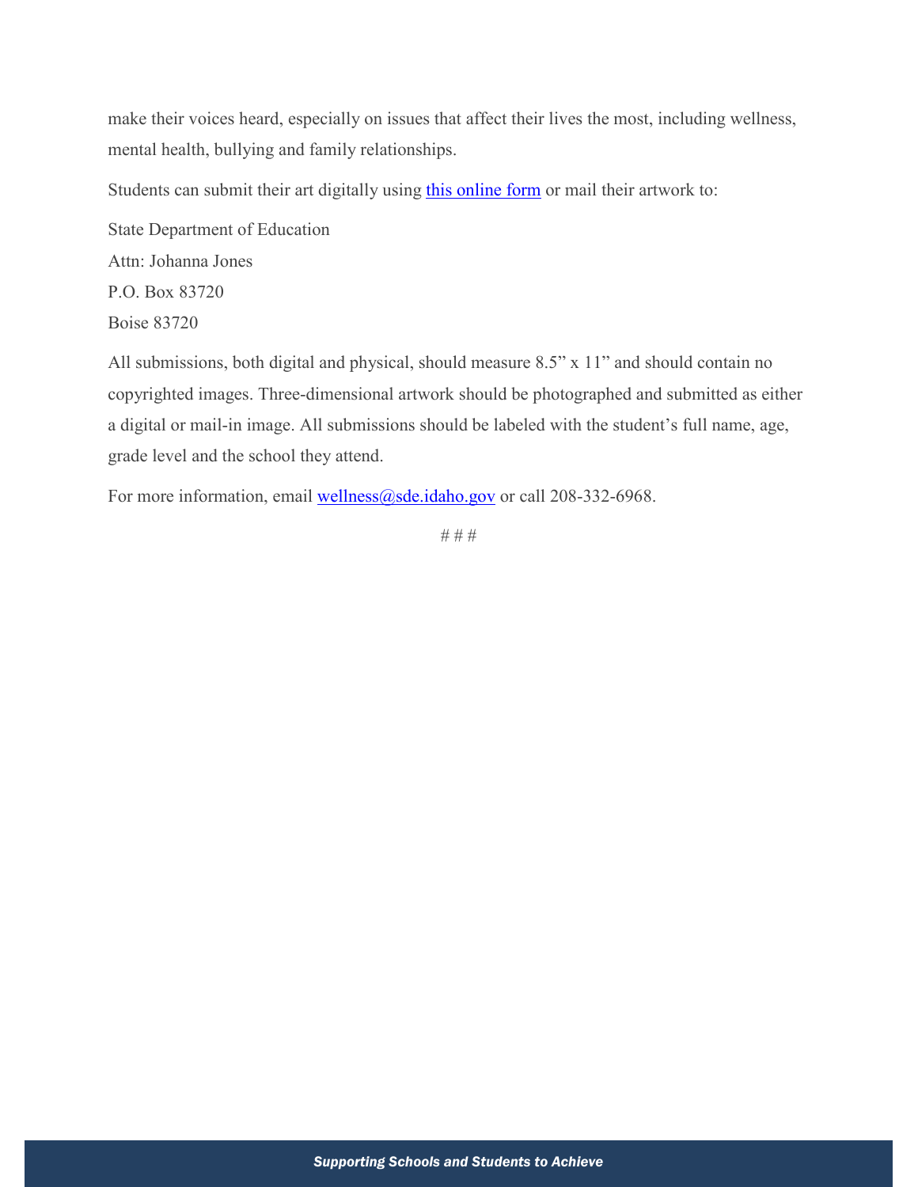make their voices heard, especially on issues that affect their lives the most, including wellness, mental health, bullying and family relationships.

Students can submit their art digitally using this online form or mail their artwork to:

State Department of Education

Attn: Johanna Jones

P.O. Box 83720

Boise 83720

All submissions, both digital and physical, should measure 8.5" x 11" and should contain no copyrighted images. Three-dimensional artwork should be photographed and submitted as either a digital or mail-in image. All submissions should be labeled with the student's full name, age, grade level and the school they attend.

For more information, email wellness@sde.idaho.gov or call 208-332-6968.

# # #